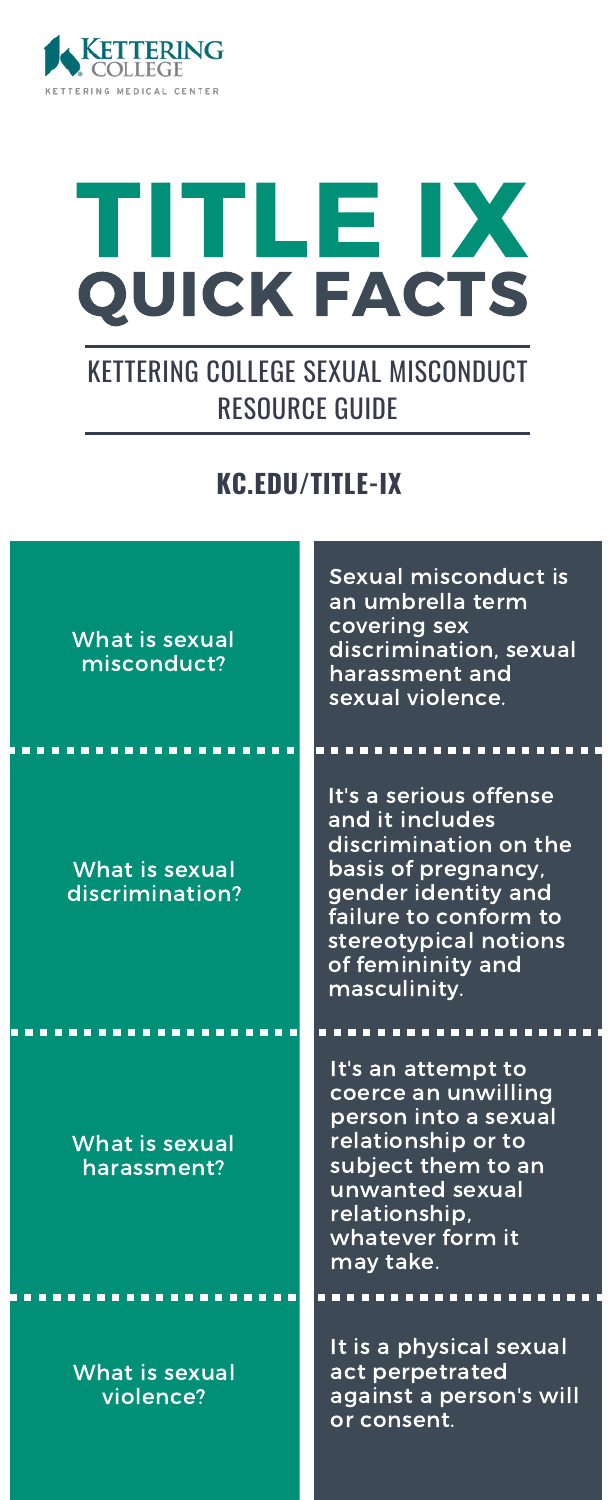KETTERING COLLEGE
KETTERING MEDICAL CENTER

# TITLE IX
## QUICK FACTS

KETTERING COLLEGE SEXUAL MISCONDUCT RESOURCE GUIDE

**KC.EDU/TITLE-IX**

| | |
|---|---|
| What is sexual misconduct? | Sexual misconduct is an umbrella term covering sex discrimination, sexual harassment and sexual violence. |
| What is sexual discrimination? | It's a serious offense and it includes discrimination on the basis of pregnancy, gender identity and failure to conform to stereotypical notions of femininity and masculinity. |
| What is sexual harassment? | It's an attempt to coerce an unwilling person into a sexual relationship or to subject them to an unwanted sexual relationship, whatever form it may take. |
| What is sexual violence? | It is a physical sexual act perpetrated against a person's will or consent. |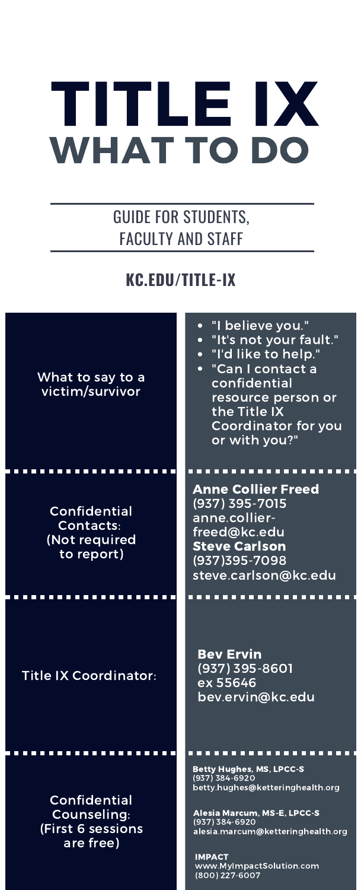# TITLE IX
## WHAT TO DO

GUIDE FOR STUDENTS, FACULTY AND STAFF

### KC.EDU/TITLE-IX

| | |
|---|---|
| What to say to a victim/survivor | • "I believe you."<br>• "It's not your fault."<br>• "I'd like to help."<br>• "Can I contact a confidential resource person or the Title IX Coordinator for you or with you?" |
| Confidential Contacts: (Not required to report) | **Anne Collier Freed**<br>(937) 395-7015<br>anne.collier-freed@kc.edu<br>**Steve Carlson**<br>(937)395-7098<br>steve.carlson@kc.edu |
| Title IX Coordinator: | **Bev Ervin**<br>(937) 395-8601<br>ex 55646<br>bev.ervin@kc.edu |
| Confidential Counseling: (First 6 sessions are free) | **Betty Hughes, MS, LPCC-S**<br>(937) 384-6920<br>betty.hughes@ketteringhealth.org<br><br>**Alesia Marcum, MS-E, LPCC-S**<br>(937) 384-6920<br>alesia.marcum@ketteringhealth.org<br><br>**IMPACT**<br>www.MyImpactSolution.com<br>(800) 227-6007 |